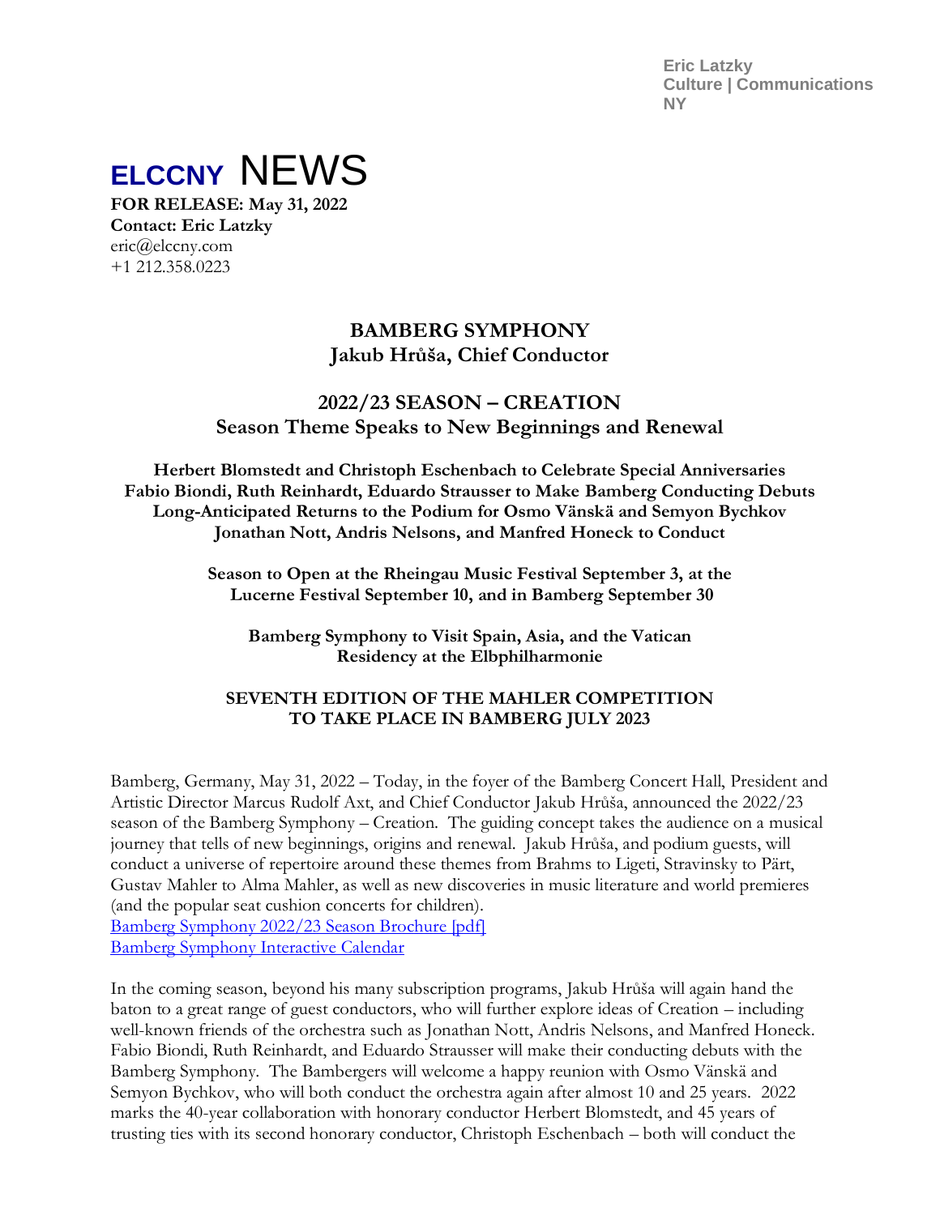Eric Latzky
Culture | Communications
NY

# ELCCNY NEWS

**FOR RELEASE: May 31, 2022**
**Contact: Eric Latzky**
eric@elccny.com
+1 212.358.0223

## BAMBERG SYMPHONY
## Jakub Hrůša, Chief Conductor

## 2022/23 SEASON – CREATION
## Season Theme Speaks to New Beginnings and Renewal

**Herbert Blomstedt and Christoph Eschenbach to Celebrate Special Anniversaries**
**Fabio Biondi, Ruth Reinhardt, Eduardo Strausser to Make Bamberg Conducting Debuts**
**Long-Anticipated Returns to the Podium for Osmo Vänskä and Semyon Bychkov**
**Jonathan Nott, Andris Nelsons, and Manfred Honeck to Conduct**

**Season to Open at the Rheingau Music Festival September 3, at the Lucerne Festival September 10, and in Bamberg September 30**

**Bamberg Symphony to Visit Spain, Asia, and the Vatican**
**Residency at the Elbphilharmonie**

**SEVENTH EDITION OF THE MAHLER COMPETITION TO TAKE PLACE IN BAMBERG JULY 2023**

Bamberg, Germany, May 31, 2022 – Today, in the foyer of the Bamberg Concert Hall, President and Artistic Director Marcus Rudolf Axt, and Chief Conductor Jakub Hrůša, announced the 2022/23 season of the Bamberg Symphony – Creation. The guiding concept takes the audience on a musical journey that tells of new beginnings, origins and renewal. Jakub Hrůša, and podium guests, will conduct a universe of repertoire around these themes from Brahms to Ligeti, Stravinsky to Pärt, Gustav Mahler to Alma Mahler, as well as new discoveries in music literature and world premieres (and the popular seat cushion concerts for children).
Bamberg Symphony 2022/23 Season Brochure [pdf]
Bamberg Symphony Interactive Calendar

In the coming season, beyond his many subscription programs, Jakub Hrůša will again hand the baton to a great range of guest conductors, who will further explore ideas of Creation – including well-known friends of the orchestra such as Jonathan Nott, Andris Nelsons, and Manfred Honeck. Fabio Biondi, Ruth Reinhardt, and Eduardo Strausser will make their conducting debuts with the Bamberg Symphony. The Bambergers will welcome a happy reunion with Osmo Vänskä and Semyon Bychkov, who will both conduct the orchestra again after almost 10 and 25 years. 2022 marks the 40-year collaboration with honorary conductor Herbert Blomstedt, and 45 years of trusting ties with its second honorary conductor, Christoph Eschenbach – both will conduct the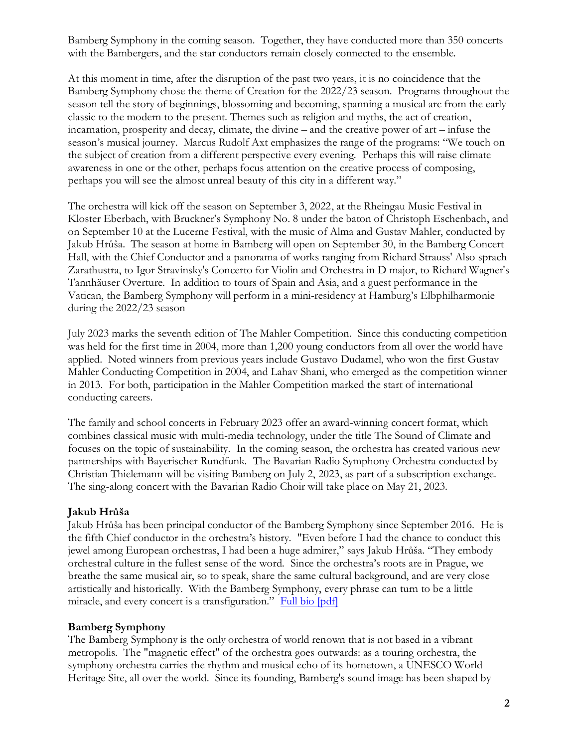Bamberg Symphony in the coming season. Together, they have conducted more than 350 concerts with the Bambergers, and the star conductors remain closely connected to the ensemble.

At this moment in time, after the disruption of the past two years, it is no coincidence that the Bamberg Symphony chose the theme of Creation for the 2022/23 season. Programs throughout the season tell the story of beginnings, blossoming and becoming, spanning a musical arc from the early classic to the modern to the present. Themes such as religion and myths, the act of creation, incarnation, prosperity and decay, climate, the divine – and the creative power of art – infuse the season's musical journey. Marcus Rudolf Axt emphasizes the range of the programs: "We touch on the subject of creation from a different perspective every evening. Perhaps this will raise climate awareness in one or the other, perhaps focus attention on the creative process of composing, perhaps you will see the almost unreal beauty of this city in a different way."

The orchestra will kick off the season on September 3, 2022, at the Rheingau Music Festival in Kloster Eberbach, with Bruckner's Symphony No. 8 under the baton of Christoph Eschenbach, and on September 10 at the Lucerne Festival, with the music of Alma and Gustav Mahler, conducted by Jakub Hrůša. The season at home in Bamberg will open on September 30, in the Bamberg Concert Hall, with the Chief Conductor and a panorama of works ranging from Richard Strauss' Also sprach Zarathustra, to Igor Stravinsky's Concerto for Violin and Orchestra in D major, to Richard Wagner's Tannhäuser Overture. In addition to tours of Spain and Asia, and a guest performance in the Vatican, the Bamberg Symphony will perform in a mini-residency at Hamburg's Elbphilharmonie during the 2022/23 season

July 2023 marks the seventh edition of The Mahler Competition. Since this conducting competition was held for the first time in 2004, more than 1,200 young conductors from all over the world have applied. Noted winners from previous years include Gustavo Dudamel, who won the first Gustav Mahler Conducting Competition in 2004, and Lahav Shani, who emerged as the competition winner in 2013. For both, participation in the Mahler Competition marked the start of international conducting careers.

The family and school concerts in February 2023 offer an award-winning concert format, which combines classical music with multi-media technology, under the title The Sound of Climate and focuses on the topic of sustainability. In the coming season, the orchestra has created various new partnerships with Bayerischer Rundfunk. The Bavarian Radio Symphony Orchestra conducted by Christian Thielemann will be visiting Bamberg on July 2, 2023, as part of a subscription exchange. The sing-along concert with the Bavarian Radio Choir will take place on May 21, 2023.

**Jakub Hrůša**

Jakub Hrůša has been principal conductor of the Bamberg Symphony since September 2016. He is the fifth Chief conductor in the orchestra's history. "Even before I had the chance to conduct this jewel among European orchestras, I had been a huge admirer," says Jakub Hrůša. "They embody orchestral culture in the fullest sense of the word. Since the orchestra's roots are in Prague, we breathe the same musical air, so to speak, share the same cultural background, and are very close artistically and historically. With the Bamberg Symphony, every phrase can turn to be a little miracle, and every concert is a transfiguration." [Full bio [pdf]]

**Bamberg Symphony**

The Bamberg Symphony is the only orchestra of world renown that is not based in a vibrant metropolis. The "magnetic effect" of the orchestra goes outwards: as a touring orchestra, the symphony orchestra carries the rhythm and musical echo of its hometown, a UNESCO World Heritage Site, all over the world. Since its founding, Bamberg's sound image has been shaped by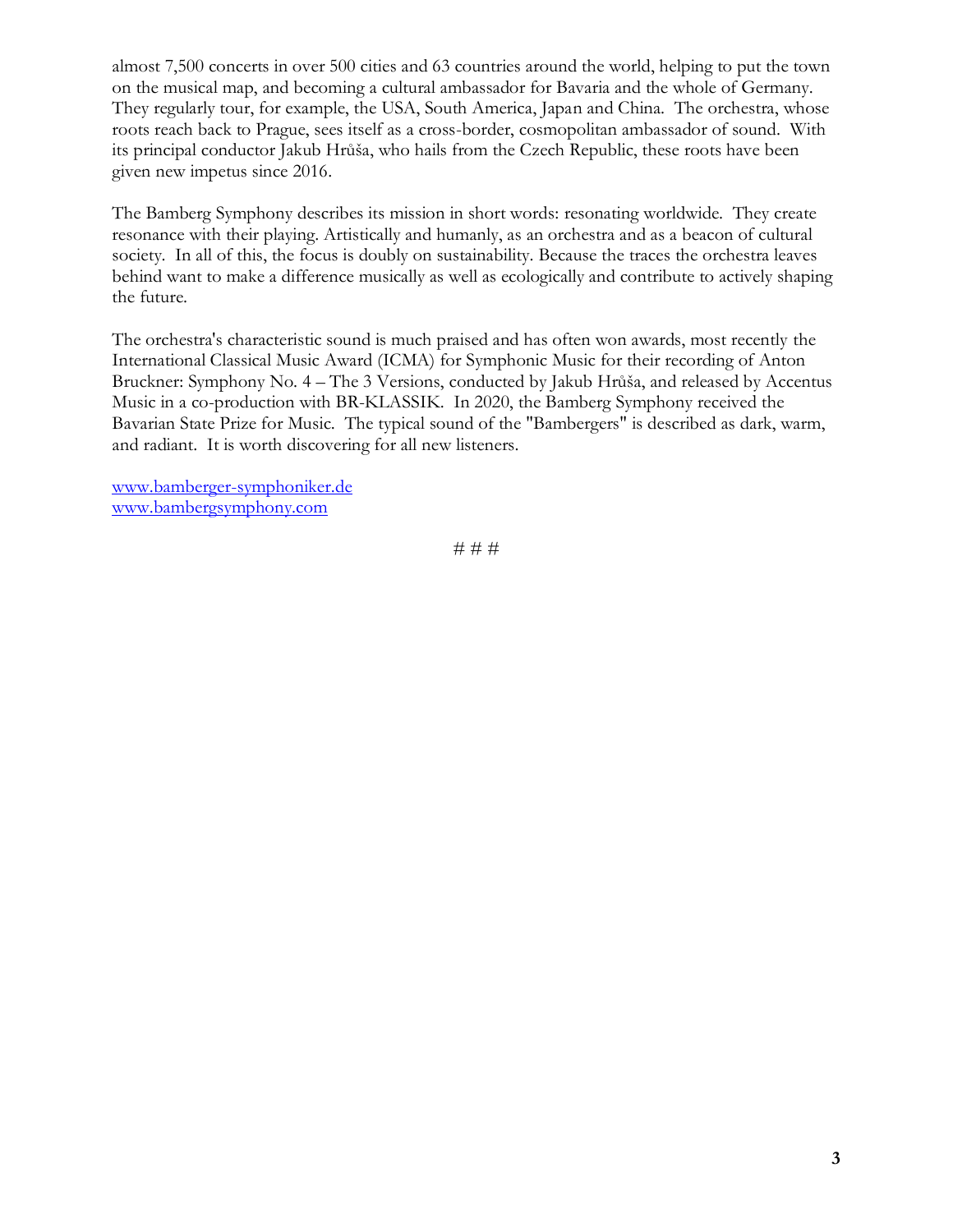almost 7,500 concerts in over 500 cities and 63 countries around the world, helping to put the town on the musical map, and becoming a cultural ambassador for Bavaria and the whole of Germany. They regularly tour, for example, the USA, South America, Japan and China. The orchestra, whose roots reach back to Prague, sees itself as a cross-border, cosmopolitan ambassador of sound. With its principal conductor Jakub Hrůša, who hails from the Czech Republic, these roots have been given new impetus since 2016.

The Bamberg Symphony describes its mission in short words: resonating worldwide. They create resonance with their playing. Artistically and humanly, as an orchestra and as a beacon of cultural society. In all of this, the focus is doubly on sustainability. Because the traces the orchestra leaves behind want to make a difference musically as well as ecologically and contribute to actively shaping the future.

The orchestra's characteristic sound is much praised and has often won awards, most recently the International Classical Music Award (ICMA) for Symphonic Music for their recording of Anton Bruckner: Symphony No. 4 – The 3 Versions, conducted by Jakub Hrůša, and released by Accentus Music in a co-production with BR-KLASSIK. In 2020, the Bamberg Symphony received the Bavarian State Prize for Music. The typical sound of the "Bambergers" is described as dark, warm, and radiant. It is worth discovering for all new listeners.

[www.bamberger-symphoniker.de](http://www.bamberger-symphoniker.de)
[www.bambergsymphony.com](http://www.bambergsymphony.com)

# # #